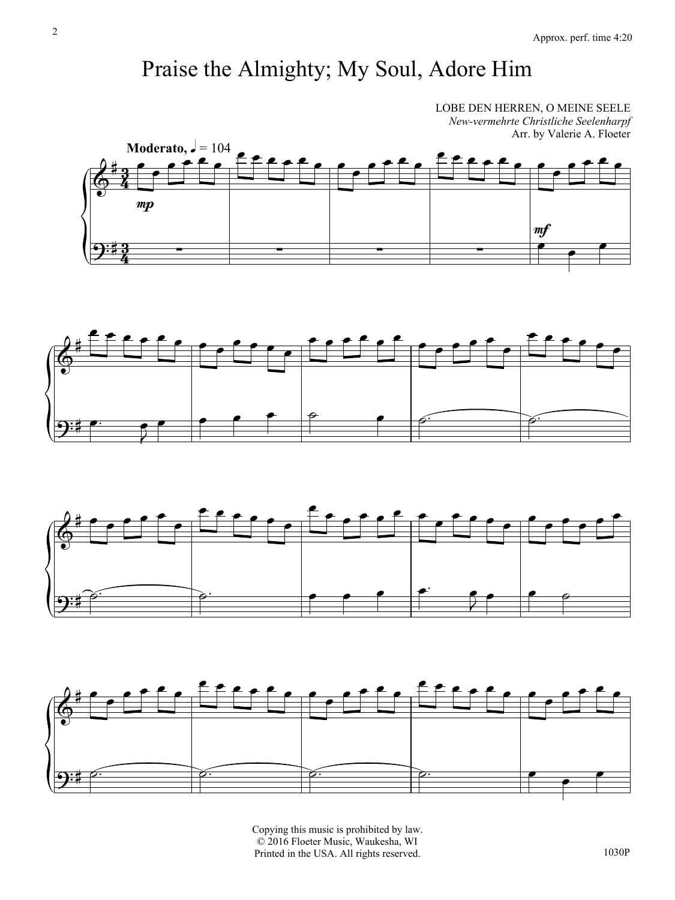Approx. perf. time 4:20

# Praise the Almighty; My Soul, Adore Him

LOBE DEN HERREN, O MEINE SEELE
*New-vermehrte Christliche Seelenharpf*
Arr. by Valerie A. Floeter

**Moderato,** ♩ = 104

*mp*

*mf*

Copying this music is prohibited by law.
© 2016 Floeter Music, Waukesha, WI
Printed in the USA. All rights reserved.

1030P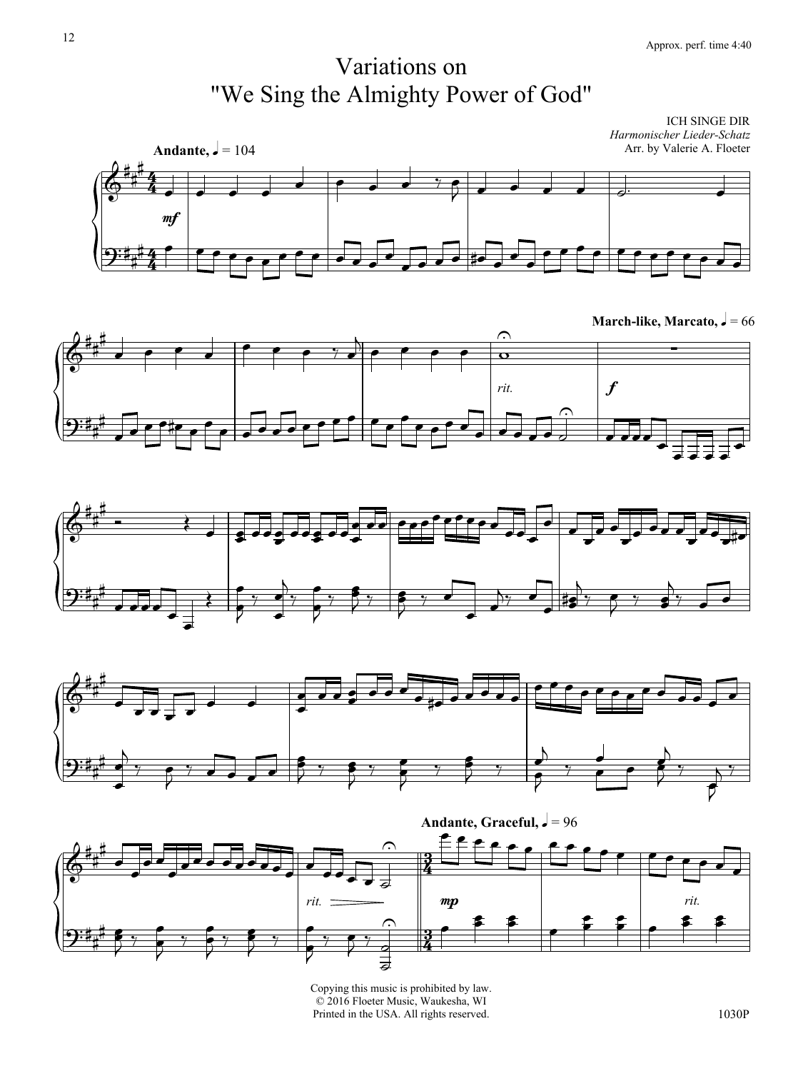Approx. perf. time 4:40

# Variations on "We Sing the Almighty Power of God"

ICH SINGE DIR
*Harmonischer Lieder-Schatz*
Arr. by Valerie A. Floeter

**Andante,** ♩ = 104

*mf*

**March-like, Marcato,** ♩ = 66

*rit.*

*f*

*rit.*

**Andante, Graceful,** ♩ = 96

*mp*

*rit.*

Copying this music is prohibited by law.
© 2016 Floeter Music, Waukesha, WI
Printed in the USA. All rights reserved.

1030P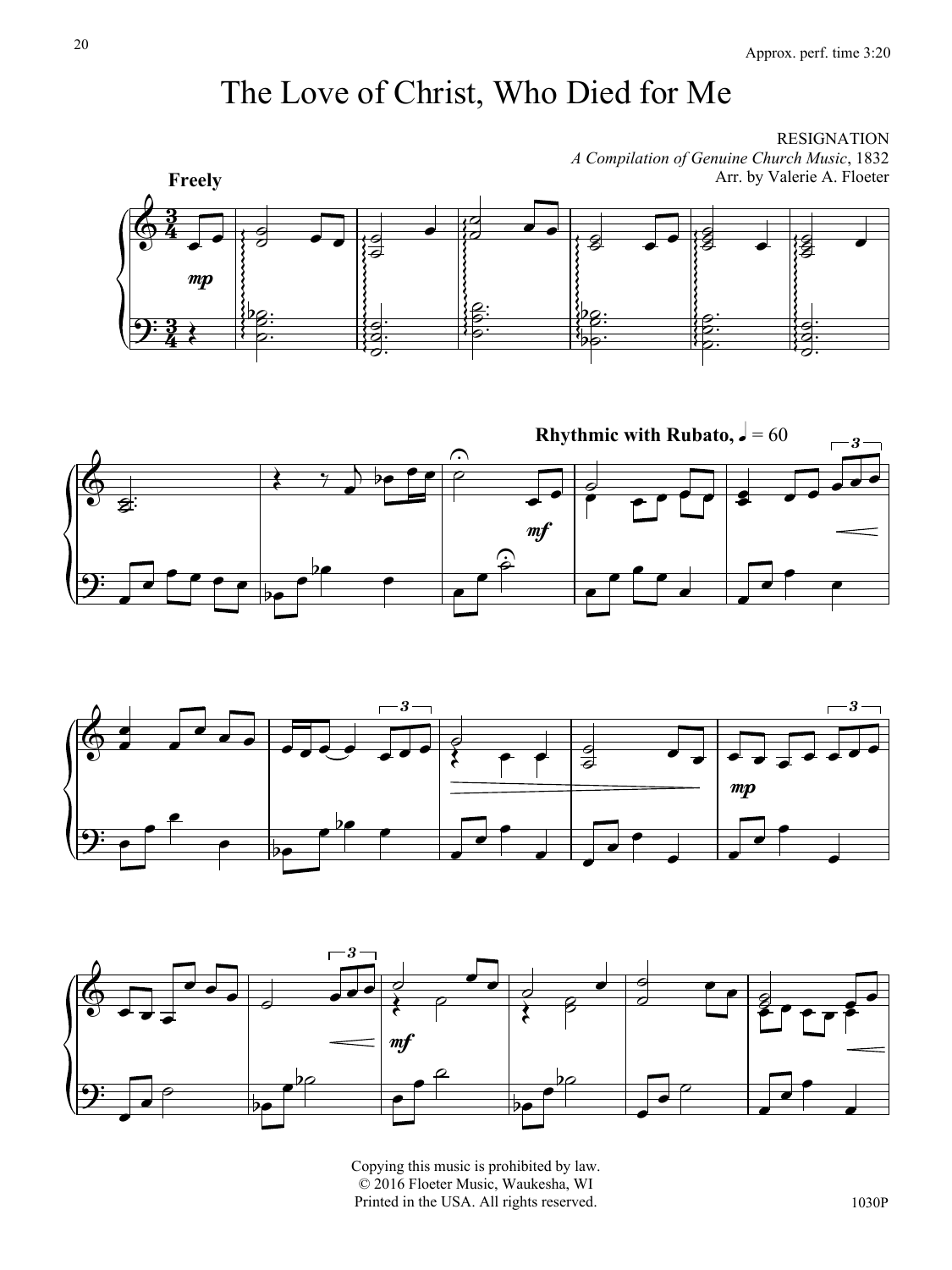Approx. perf. time 3:20

# The Love of Christ, Who Died for Me

RESIGNATION
*A Compilation of Genuine Church Music*, 1832
Arr. by Valerie A. Floeter

**Freely**

**Rhythmic with Rubato,** ♩ = 60

Copying this music is prohibited by law.
© 2016 Floeter Music, Waukesha, WI
Printed in the USA. All rights reserved.

1030P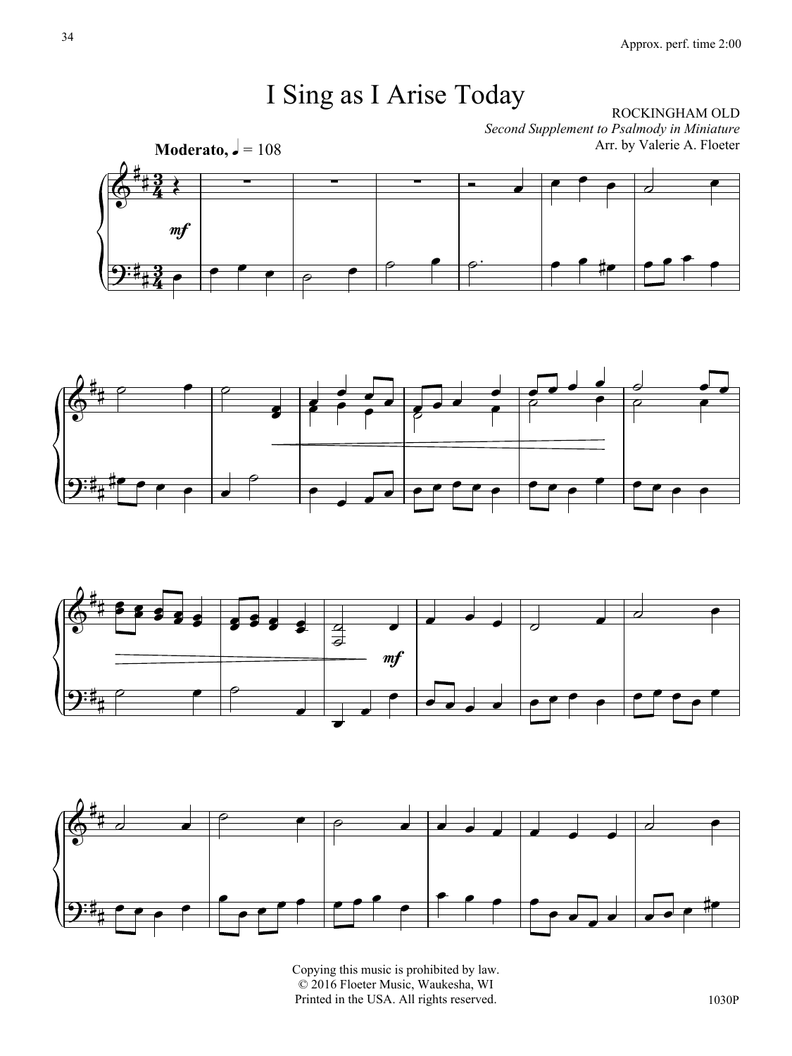Approx. perf. time 2:00

# I Sing as I Arise Today

ROCKINGHAM OLD
*Second Supplement to Psalmody in Miniature*
Arr. by Valerie A. Floeter

**Moderato,** ♩ = 108

Copying this music is prohibited by law.
© 2016 Floeter Music, Waukesha, WI
Printed in the USA. All rights reserved.

1030P